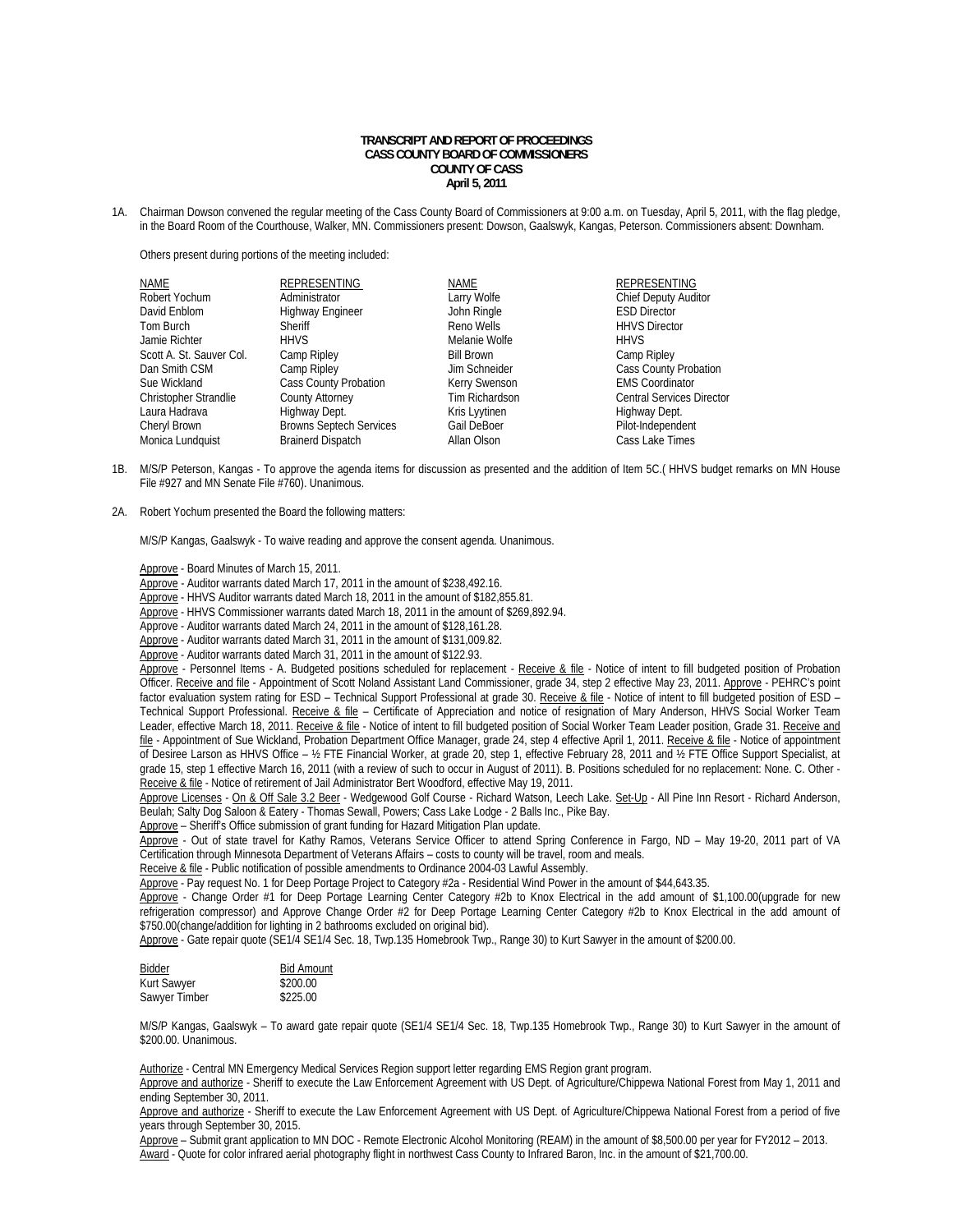**TRANSCRIPT AND REPORT OF PROCEEDINGS**
**CASS COUNTY BOARD OF COMMISSIONERS**
**COUNTY OF CASS**
**April 5, 2011**

1A. Chairman Dowson convened the regular meeting of the Cass County Board of Commissioners at 9:00 a.m. on Tuesday, April 5, 2011, with the flag pledge, in the Board Room of the Courthouse, Walker, MN. Commissioners present: Dowson, Gaalswyk, Kangas, Peterson. Commissioners absent: Downham.

Others present during portions of the meeting included:

| NAME | REPRESENTING | NAME | REPRESENTING |
|---|---|---|---|
| Robert Yochum | Administrator | Larry Wolfe | Chief Deputy Auditor |
| David Enblom | Highway Engineer | John Ringle | ESD Director |
| Tom Burch | Sheriff | Reno Wells | HHVS Director |
| Jamie Richter | HHVS | Melanie Wolfe | HHVS |
| Scott A. St. Sauver Col. | Camp Ripley | Bill Brown | Camp Ripley |
| Dan Smith CSM | Camp Ripley | Jim Schneider | Cass County Probation |
| Sue Wickland | Cass County Probation | Kerry Swenson | EMS Coordinator |
| Christopher Strandlie | County Attorney | Tim Richardson | Central Services Director |
| Laura Hadrava | Highway Dept. | Kris Lyytinen | Highway Dept. |
| Cheryl Brown | Browns Septech Services | Gail DeBoer | Pilot-Independent |
| Monica Lundquist | Brainerd Dispatch | Allan Olson | Cass Lake Times |

1B. M/S/P Peterson, Kangas - To approve the agenda items for discussion as presented and the addition of Item 5C.( HHVS budget remarks on MN House File #927 and MN Senate File #760). Unanimous.

2A. Robert Yochum presented the Board the following matters:

M/S/P Kangas, Gaalswyk - To waive reading and approve the consent agenda. Unanimous.

Approve - Board Minutes of March 15, 2011.
Approve - Auditor warrants dated March 17, 2011 in the amount of $238,492.16.
Approve - HHVS Auditor warrants dated March 18, 2011 in the amount of $182,855.81.
Approve - HHVS Commissioner warrants dated March 18, 2011 in the amount of $269,892.94.
Approve - Auditor warrants dated March 24, 2011 in the amount of $128,161.28.
Approve - Auditor warrants dated March 31, 2011 in the amount of $131,009.82.
Approve - Auditor warrants dated March 31, 2011 in the amount of $122.93.
Approve - Personnel Items - A. Budgeted positions scheduled for replacement - Receive & file - Notice of intent to fill budgeted position of Probation Officer. Receive and file - Appointment of Scott Noland Assistant Land Commissioner, grade 34, step 2 effective May 23, 2011. Approve - PEHRC's point factor evaluation system rating for ESD – Technical Support Professional at grade 30. Receive & file - Notice of intent to fill budgeted position of ESD – Technical Support Professional. Receive & file – Certificate of Appreciation and notice of resignation of Mary Anderson, HHVS Social Worker Team Leader, effective March 18, 2011. Receive & file - Notice of intent to fill budgeted position of Social Worker Team Leader position, Grade 31. Receive and file - Appointment of Sue Wickland, Probation Department Office Manager, grade 24, step 4 effective April 1, 2011. Receive & file - Notice of appointment of Desiree Larson as HHVS Office – ½ FTE Financial Worker, at grade 20, step 1, effective February 28, 2011 and ½ FTE Office Support Specialist, at grade 15, step 1 effective March 16, 2011 (with a review of such to occur in August of 2011). B. Positions scheduled for no replacement: None. C. Other - Receive & file - Notice of retirement of Jail Administrator Bert Woodford, effective May 19, 2011.
Approve Licenses - On & Off Sale 3.2 Beer - Wedgewood Golf Course - Richard Watson, Leech Lake. Set-Up - All Pine Inn Resort - Richard Anderson, Beulah; Salty Dog Saloon & Eatery - Thomas Sewall, Powers; Cass Lake Lodge - 2 Balls Inc., Pike Bay.
Approve – Sheriff's Office submission of grant funding for Hazard Mitigation Plan update.
Approve - Out of state travel for Kathy Ramos, Veterans Service Officer to attend Spring Conference in Fargo, ND – May 19-20, 2011 part of VA Certification through Minnesota Department of Veterans Affairs – costs to county will be travel, room and meals.
Receive & file - Public notification of possible amendments to Ordinance 2004-03 Lawful Assembly.
Approve - Pay request No. 1 for Deep Portage Project to Category #2a - Residential Wind Power in the amount of $44,643.35.
Approve - Change Order #1 for Deep Portage Learning Center Category #2b to Knox Electrical in the add amount of $1,100.00(upgrade for new refrigeration compressor) and Approve Change Order #2 for Deep Portage Learning Center Category #2b to Knox Electrical in the add amount of $750.00(change/addition for lighting in 2 bathrooms excluded on original bid).
Approve - Gate repair quote (SE1/4 SE1/4 Sec. 18, Twp.135 Homebrook Twp., Range 30) to Kurt Sawyer in the amount of $200.00.

| Bidder | Bid Amount |
|---|---|
| Kurt Sawyer | $200.00 |
| Sawyer Timber | $225.00 |

M/S/P Kangas, Gaalswyk – To award gate repair quote (SE1/4 SE1/4 Sec. 18, Twp.135 Homebrook Twp., Range 30) to Kurt Sawyer in the amount of $200.00. Unanimous.

Authorize - Central MN Emergency Medical Services Region support letter regarding EMS Region grant program.
Approve and authorize - Sheriff to execute the Law Enforcement Agreement with US Dept. of Agriculture/Chippewa National Forest from May 1, 2011 and ending September 30, 2011.
Approve and authorize - Sheriff to execute the Law Enforcement Agreement with US Dept. of Agriculture/Chippewa National Forest from a period of five years through September 30, 2015.
Approve – Submit grant application to MN DOC - Remote Electronic Alcohol Monitoring (REAM) in the amount of $8,500.00 per year for FY2012 – 2013.
Award - Quote for color infrared aerial photography flight in northwest Cass County to Infrared Baron, Inc. in the amount of $21,700.00.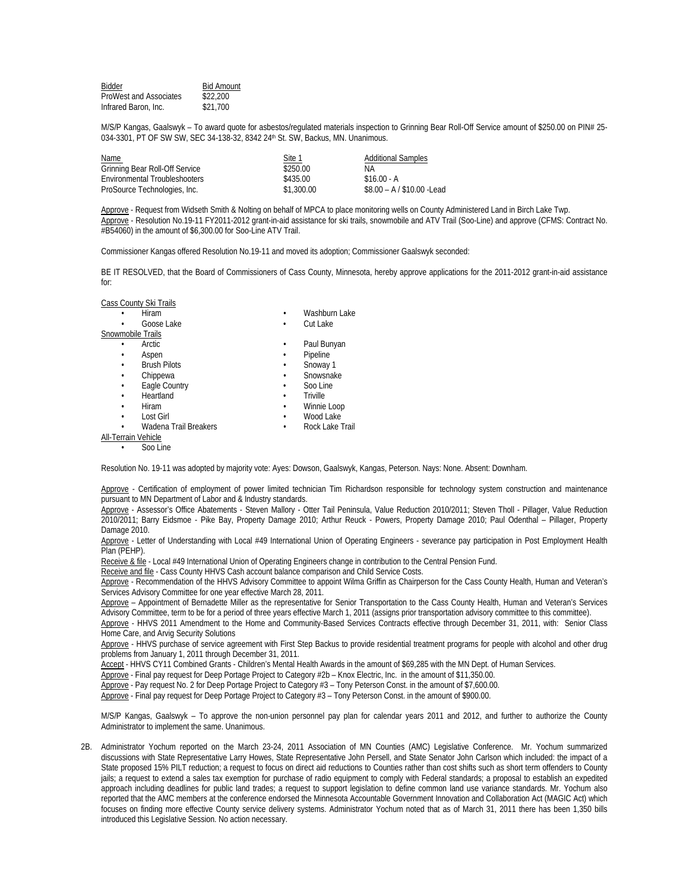| Bidder | Bid Amount |
| --- | --- |
| ProWest and Associates | $22,200 |
| Infrared Baron, Inc. | $21,700 |

M/S/P Kangas, Gaalswyk – To award quote for asbestos/regulated materials inspection to Grinning Bear Roll-Off Service amount of $250.00 on PIN# 25-034-3301, PT OF SW SW, SEC 34-138-32, 8342 24th St. SW, Backus, MN. Unanimous.

| Name | Site 1 | Additional Samples |
| --- | --- | --- |
| Grinning Bear Roll-Off Service | $250.00 | NA |
| Environmental Troubleshooters | $435.00 | $16.00 - A |
| ProSource Technologies, Inc. | $1,300.00 | $8.00 – A / $10.00 -Lead |

Approve - Request from Widseth Smith & Nolting on behalf of MPCA to place monitoring wells on County Administered Land in Birch Lake Twp.
Approve - Resolution No.19-11 FY2011-2012 grant-in-aid assistance for ski trails, snowmobile and ATV Trail (Soo-Line) and approve (CFMS: Contract No. #B54060) in the amount of $6,300.00 for Soo-Line ATV Trail.

Commissioner Kangas offered Resolution No.19-11 and moved its adoption; Commissioner Gaalswyk seconded:

BE IT RESOLVED, that the Board of Commissioners of Cass County, Minnesota, hereby approve applications for the 2011-2012 grant-in-aid assistance for:

Cass County Ski Trails
- Hiram
- Goose Lake
- Washburn Lake
- Cut Lake

Snowmobile Trails
- Arctic
- Aspen
- Brush Pilots
- Chippewa
- Eagle Country
- Heartland
- Hiram
- Lost Girl
- Wadena Trail Breakers
- Paul Bunyan
- Pipeline
- Snoway 1
- Snowsnake
- Soo Line
- Triville
- Winnie Loop
- Wood Lake
- Rock Lake Trail

All-Terrain Vehicle
- Soo Line

Resolution No. 19-11 was adopted by majority vote: Ayes: Dowson, Gaalswyk, Kangas, Peterson. Nays: None. Absent: Downham.

Approve - Certification of employment of power limited technician Tim Richardson responsible for technology system construction and maintenance pursuant to MN Department of Labor and & Industry standards.
Approve - Assessor's Office Abatements - Steven Mallory - Otter Tail Peninsula, Value Reduction 2010/2011; Steven Tholl - Pillager, Value Reduction 2010/2011; Barry Eidsmoe - Pike Bay, Property Damage 2010; Arthur Reuck - Powers, Property Damage 2010; Paul Odenthal – Pillager, Property Damage 2010.
Approve - Letter of Understanding with Local #49 International Union of Operating Engineers - severance pay participation in Post Employment Health Plan (PEHP).
Receive & file - Local #49 International Union of Operating Engineers change in contribution to the Central Pension Fund.
Receive and file - Cass County HHVS Cash account balance comparison and Child Service Costs.
Approve - Recommendation of the HHVS Advisory Committee to appoint Wilma Griffin as Chairperson for the Cass County Health, Human and Veteran's Services Advisory Committee for one year effective March 28, 2011.
Approve – Appointment of Bernadette Miller as the representative for Senior Transportation to the Cass County Health, Human and Veteran's Services Advisory Committee, term to be for a period of three years effective March 1, 2011 (assigns prior transportation advisory committee to this committee).
Approve - HHVS 2011 Amendment to the Home and Community-Based Services Contracts effective through December 31, 2011, with: Senior Class Home Care, and Arvig Security Solutions
Approve - HHVS purchase of service agreement with First Step Backus to provide residential treatment programs for people with alcohol and other drug problems from January 1, 2011 through December 31, 2011.
Accept - HHVS CY11 Combined Grants - Children's Mental Health Awards in the amount of $69,285 with the MN Dept. of Human Services.
Approve - Final pay request for Deep Portage Project to Category #2b – Knox Electric, Inc. in the amount of $11,350.00.
Approve - Pay request No. 2 for Deep Portage Project to Category #3 – Tony Peterson Const. in the amount of $7,600.00.
Approve - Final pay request for Deep Portage Project to Category #3 – Tony Peterson Const. in the amount of $900.00.

M/S/P Kangas, Gaalswyk – To approve the non-union personnel pay plan for calendar years 2011 and 2012, and further to authorize the County Administrator to implement the same. Unanimous.

2B. Administrator Yochum reported on the March 23-24, 2011 Association of MN Counties (AMC) Legislative Conference. Mr. Yochum summarized discussions with State Representative Larry Howes, State Representative John Persell, and State Senator John Carlson which included: the impact of a State proposed 15% PILT reduction; a request to focus on direct aid reductions to Counties rather than cost shifts such as short term offenders to County jails; a request to extend a sales tax exemption for purchase of radio equipment to comply with Federal standards; a proposal to establish an expedited approach including deadlines for public land trades; a request to support legislation to define common land use variance standards. Mr. Yochum also reported that the AMC members at the conference endorsed the Minnesota Accountable Government Innovation and Collaboration Act (MAGIC Act) which focuses on finding more effective County service delivery systems. Administrator Yochum noted that as of March 31, 2011 there has been 1,350 bills introduced this Legislative Session. No action necessary.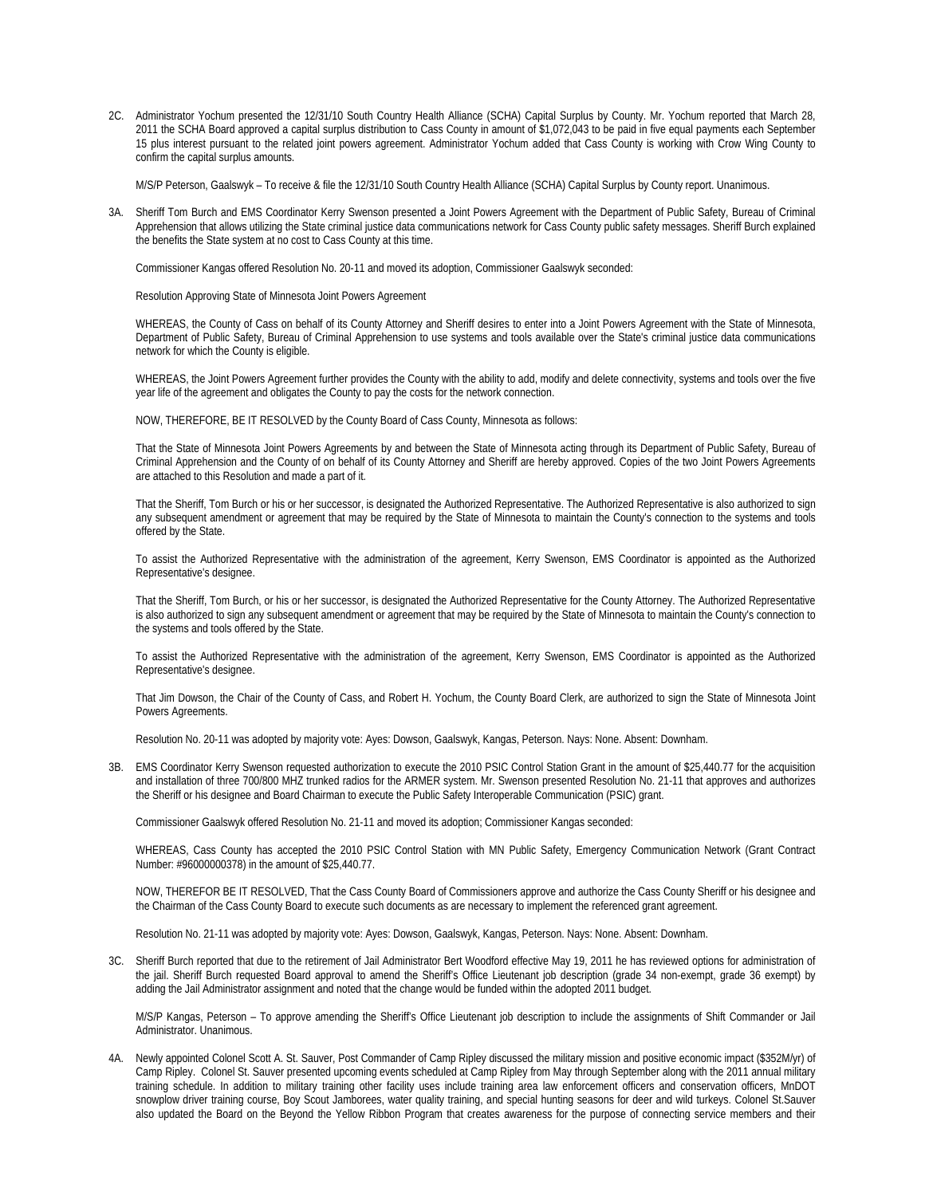2C. Administrator Yochum presented the 12/31/10 South Country Health Alliance (SCHA) Capital Surplus by County. Mr. Yochum reported that March 28, 2011 the SCHA Board approved a capital surplus distribution to Cass County in amount of $1,072,043 to be paid in five equal payments each September 15 plus interest pursuant to the related joint powers agreement. Administrator Yochum added that Cass County is working with Crow Wing County to confirm the capital surplus amounts.

M/S/P Peterson, Gaalswyk – To receive & file the 12/31/10 South Country Health Alliance (SCHA) Capital Surplus by County report. Unanimous.

3A. Sheriff Tom Burch and EMS Coordinator Kerry Swenson presented a Joint Powers Agreement with the Department of Public Safety, Bureau of Criminal Apprehension that allows utilizing the State criminal justice data communications network for Cass County public safety messages. Sheriff Burch explained the benefits the State system at no cost to Cass County at this time.

Commissioner Kangas offered Resolution No. 20-11 and moved its adoption, Commissioner Gaalswyk seconded:

Resolution Approving State of Minnesota Joint Powers Agreement

WHEREAS, the County of Cass on behalf of its County Attorney and Sheriff desires to enter into a Joint Powers Agreement with the State of Minnesota, Department of Public Safety, Bureau of Criminal Apprehension to use systems and tools available over the State's criminal justice data communications network for which the County is eligible.

WHEREAS, the Joint Powers Agreement further provides the County with the ability to add, modify and delete connectivity, systems and tools over the five year life of the agreement and obligates the County to pay the costs for the network connection.

NOW, THEREFORE, BE IT RESOLVED by the County Board of Cass County, Minnesota as follows:

That the State of Minnesota Joint Powers Agreements by and between the State of Minnesota acting through its Department of Public Safety, Bureau of Criminal Apprehension and the County of on behalf of its County Attorney and Sheriff are hereby approved. Copies of the two Joint Powers Agreements are attached to this Resolution and made a part of it.

That the Sheriff, Tom Burch or his or her successor, is designated the Authorized Representative. The Authorized Representative is also authorized to sign any subsequent amendment or agreement that may be required by the State of Minnesota to maintain the County's connection to the systems and tools offered by the State.

To assist the Authorized Representative with the administration of the agreement, Kerry Swenson, EMS Coordinator is appointed as the Authorized Representative's designee.

That the Sheriff, Tom Burch, or his or her successor, is designated the Authorized Representative for the County Attorney. The Authorized Representative is also authorized to sign any subsequent amendment or agreement that may be required by the State of Minnesota to maintain the County's connection to the systems and tools offered by the State.

To assist the Authorized Representative with the administration of the agreement, Kerry Swenson, EMS Coordinator is appointed as the Authorized Representative's designee.

That Jim Dowson, the Chair of the County of Cass, and Robert H. Yochum, the County Board Clerk, are authorized to sign the State of Minnesota Joint Powers Agreements.

Resolution No. 20-11 was adopted by majority vote: Ayes: Dowson, Gaalswyk, Kangas, Peterson. Nays: None. Absent: Downham.

3B. EMS Coordinator Kerry Swenson requested authorization to execute the 2010 PSIC Control Station Grant in the amount of $25,440.77 for the acquisition and installation of three 700/800 MHZ trunked radios for the ARMER system. Mr. Swenson presented Resolution No. 21-11 that approves and authorizes the Sheriff or his designee and Board Chairman to execute the Public Safety Interoperable Communication (PSIC) grant.

Commissioner Gaalswyk offered Resolution No. 21-11 and moved its adoption; Commissioner Kangas seconded:

WHEREAS, Cass County has accepted the 2010 PSIC Control Station with MN Public Safety, Emergency Communication Network (Grant Contract Number: #96000000378) in the amount of $25,440.77.

NOW, THEREFOR BE IT RESOLVED, That the Cass County Board of Commissioners approve and authorize the Cass County Sheriff or his designee and the Chairman of the Cass County Board to execute such documents as are necessary to implement the referenced grant agreement.

Resolution No. 21-11 was adopted by majority vote: Ayes: Dowson, Gaalswyk, Kangas, Peterson. Nays: None. Absent: Downham.

3C. Sheriff Burch reported that due to the retirement of Jail Administrator Bert Woodford effective May 19, 2011 he has reviewed options for administration of the jail. Sheriff Burch requested Board approval to amend the Sheriff's Office Lieutenant job description (grade 34 non-exempt, grade 36 exempt) by adding the Jail Administrator assignment and noted that the change would be funded within the adopted 2011 budget.

M/S/P Kangas, Peterson – To approve amending the Sheriff's Office Lieutenant job description to include the assignments of Shift Commander or Jail Administrator. Unanimous.

4A. Newly appointed Colonel Scott A. St. Sauver, Post Commander of Camp Ripley discussed the military mission and positive economic impact ($352M/yr) of Camp Ripley. Colonel St. Sauver presented upcoming events scheduled at Camp Ripley from May through September along with the 2011 annual military training schedule. In addition to military training other facility uses include training area law enforcement officers and conservation officers, MnDOT snowplow driver training course, Boy Scout Jamborees, water quality training, and special hunting seasons for deer and wild turkeys. Colonel St.Sauver also updated the Board on the Beyond the Yellow Ribbon Program that creates awareness for the purpose of connecting service members and their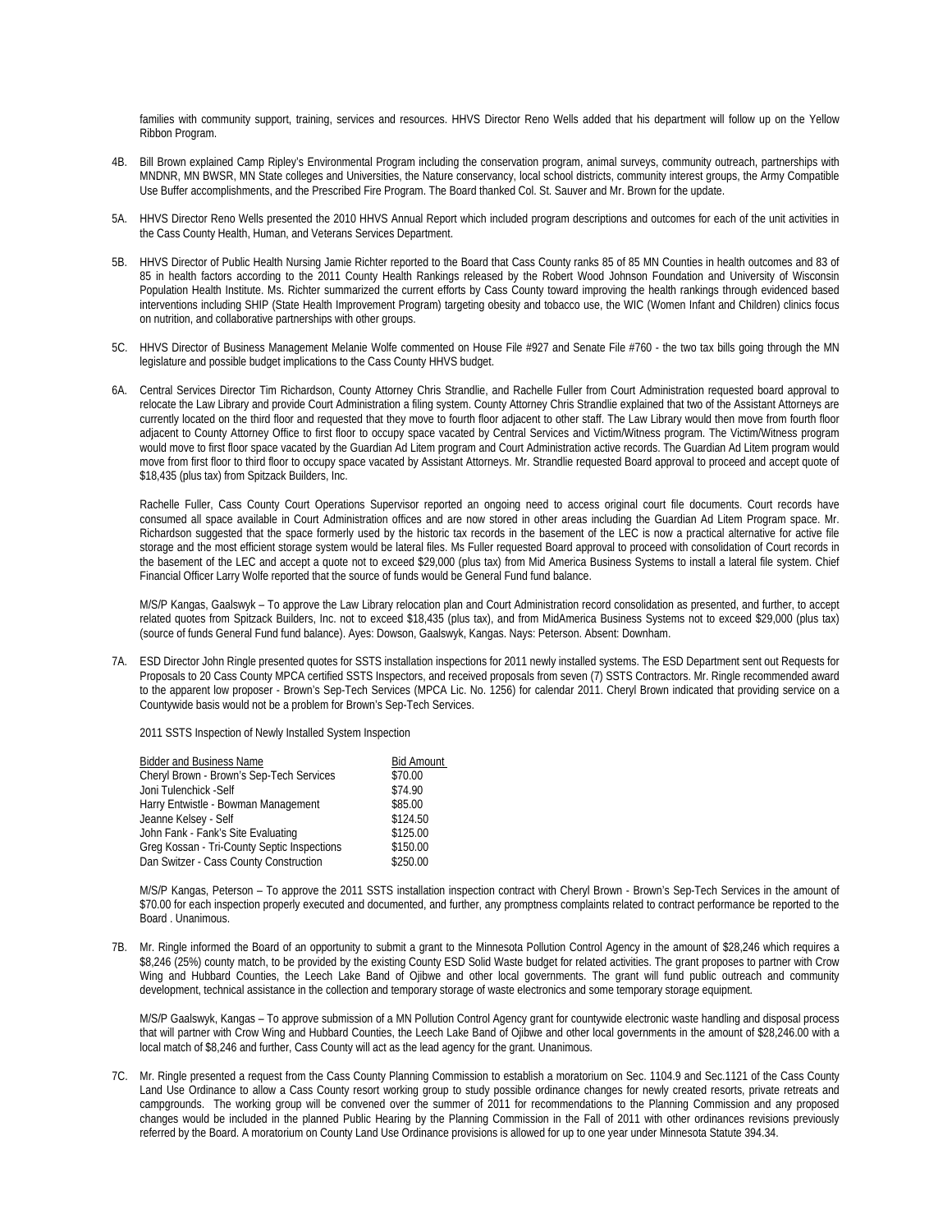families with community support, training, services and resources. HHVS Director Reno Wells added that his department will follow up on the Yellow Ribbon Program.

4B. Bill Brown explained Camp Ripley's Environmental Program including the conservation program, animal surveys, community outreach, partnerships with MNDNR, MN BWSR, MN State colleges and Universities, the Nature conservancy, local school districts, community interest groups, the Army Compatible Use Buffer accomplishments, and the Prescribed Fire Program. The Board thanked Col. St. Sauver and Mr. Brown for the update.

5A. HHVS Director Reno Wells presented the 2010 HHVS Annual Report which included program descriptions and outcomes for each of the unit activities in the Cass County Health, Human, and Veterans Services Department.

5B. HHVS Director of Public Health Nursing Jamie Richter reported to the Board that Cass County ranks 85 of 85 MN Counties in health outcomes and 83 of 85 in health factors according to the 2011 County Health Rankings released by the Robert Wood Johnson Foundation and University of Wisconsin Population Health Institute. Ms. Richter summarized the current efforts by Cass County toward improving the health rankings through evidenced based interventions including SHIP (State Health Improvement Program) targeting obesity and tobacco use, the WIC (Women Infant and Children) clinics focus on nutrition, and collaborative partnerships with other groups.

5C. HHVS Director of Business Management Melanie Wolfe commented on House File #927 and Senate File #760 - the two tax bills going through the MN legislature and possible budget implications to the Cass County HHVS budget.

6A. Central Services Director Tim Richardson, County Attorney Chris Strandlie, and Rachelle Fuller from Court Administration requested board approval to relocate the Law Library and provide Court Administration a filing system. County Attorney Chris Strandlie explained that two of the Assistant Attorneys are currently located on the third floor and requested that they move to fourth floor adjacent to other staff. The Law Library would then move from fourth floor adjacent to County Attorney Office to first floor to occupy space vacated by Central Services and Victim/Witness program. The Victim/Witness program would move to first floor space vacated by the Guardian Ad Litem program and Court Administration active records. The Guardian Ad Litem program would move from first floor to third floor to occupy space vacated by Assistant Attorneys. Mr. Strandlie requested Board approval to proceed and accept quote of $18,435 (plus tax) from Spitzack Builders, Inc.

Rachelle Fuller, Cass County Court Operations Supervisor reported an ongoing need to access original court file documents. Court records have consumed all space available in Court Administration offices and are now stored in other areas including the Guardian Ad Litem Program space. Mr. Richardson suggested that the space formerly used by the historic tax records in the basement of the LEC is now a practical alternative for active file storage and the most efficient storage system would be lateral files. Ms Fuller requested Board approval to proceed with consolidation of Court records in the basement of the LEC and accept a quote not to exceed $29,000 (plus tax) from Mid America Business Systems to install a lateral file system. Chief Financial Officer Larry Wolfe reported that the source of funds would be General Fund fund balance.

M/S/P Kangas, Gaalswyk – To approve the Law Library relocation plan and Court Administration record consolidation as presented, and further, to accept related quotes from Spitzack Builders, Inc. not to exceed $18,435 (plus tax), and from MidAmerica Business Systems not to exceed $29,000 (plus tax) (source of funds General Fund fund balance). Ayes: Dowson, Gaalswyk, Kangas. Nays: Peterson. Absent: Downham.

7A. ESD Director John Ringle presented quotes for SSTS installation inspections for 2011 newly installed systems. The ESD Department sent out Requests for Proposals to 20 Cass County MPCA certified SSTS Inspectors, and received proposals from seven (7) SSTS Contractors. Mr. Ringle recommended award to the apparent low proposer - Brown's Sep-Tech Services (MPCA Lic. No. 1256) for calendar 2011. Cheryl Brown indicated that providing service on a Countywide basis would not be a problem for Brown's Sep-Tech Services.

2011 SSTS Inspection of Newly Installed System Inspection

| Bidder and Business Name | Bid Amount |
|---|---|
| Cheryl Brown - Brown's Sep-Tech Services | $70.00 |
| Joni Tulenchick -Self | $74.90 |
| Harry Entwistle - Bowman Management | $85.00 |
| Jeanne Kelsey - Self | $124.50 |
| John Fank - Fank's Site Evaluating | $125.00 |
| Greg Kossan - Tri-County Septic Inspections | $150.00 |
| Dan Switzer - Cass County Construction | $250.00 |

M/S/P Kangas, Peterson – To approve the 2011 SSTS installation inspection contract with Cheryl Brown - Brown's Sep-Tech Services in the amount of $70.00 for each inspection properly executed and documented, and further, any promptness complaints related to contract performance be reported to the Board . Unanimous.

7B. Mr. Ringle informed the Board of an opportunity to submit a grant to the Minnesota Pollution Control Agency in the amount of $28,246 which requires a $8,246 (25%) county match, to be provided by the existing County ESD Solid Waste budget for related activities. The grant proposes to partner with Crow Wing and Hubbard Counties, the Leech Lake Band of Ojibwe and other local governments. The grant will fund public outreach and community development, technical assistance in the collection and temporary storage of waste electronics and some temporary storage equipment.

M/S/P Gaalswyk, Kangas – To approve submission of a MN Pollution Control Agency grant for countywide electronic waste handling and disposal process that will partner with Crow Wing and Hubbard Counties, the Leech Lake Band of Ojibwe and other local governments in the amount of $28,246.00 with a local match of $8,246 and further, Cass County will act as the lead agency for the grant. Unanimous.

7C. Mr. Ringle presented a request from the Cass County Planning Commission to establish a moratorium on Sec. 1104.9 and Sec.1121 of the Cass County Land Use Ordinance to allow a Cass County resort working group to study possible ordinance changes for newly created resorts, private retreats and campgrounds. The working group will be convened over the summer of 2011 for recommendations to the Planning Commission and any proposed changes would be included in the planned Public Hearing by the Planning Commission in the Fall of 2011 with other ordinances revisions previously referred by the Board. A moratorium on County Land Use Ordinance provisions is allowed for up to one year under Minnesota Statute 394.34.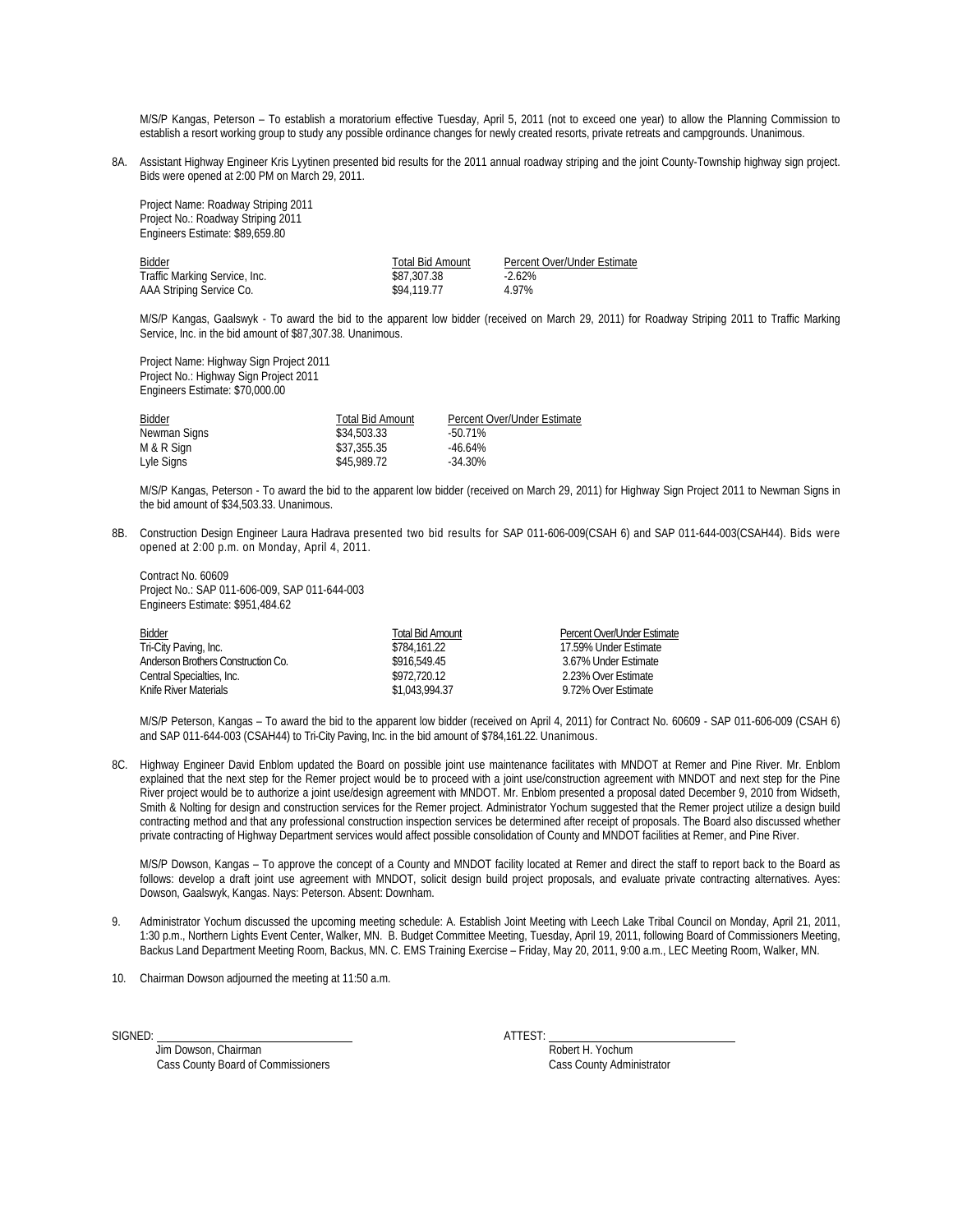M/S/P Kangas, Peterson – To establish a moratorium effective Tuesday, April 5, 2011 (not to exceed one year) to allow the Planning Commission to establish a resort working group to study any possible ordinance changes for newly created resorts, private retreats and campgrounds. Unanimous.

8A. Assistant Highway Engineer Kris Lyytinen presented bid results for the 2011 annual roadway striping and the joint County-Township highway sign project. Bids were opened at 2:00 PM on March 29, 2011.

Project Name: Roadway Striping 2011
Project No.: Roadway Striping 2011
Engineers Estimate: $89,659.80

| Bidder | Total Bid Amount | Percent Over/Under Estimate |
|---|---|---|
| Traffic Marking Service, Inc. | $87,307.38 | -2.62% |
| AAA Striping Service Co. | $94,119.77 | 4.97% |

M/S/P Kangas, Gaalswyk - To award the bid to the apparent low bidder (received on March 29, 2011) for Roadway Striping 2011 to Traffic Marking Service, Inc. in the bid amount of $87,307.38. Unanimous.

Project Name: Highway Sign Project 2011
Project No.: Highway Sign Project 2011
Engineers Estimate: $70,000.00

| Bidder | Total Bid Amount | Percent Over/Under Estimate |
|---|---|---|
| Newman Signs | $34,503.33 | -50.71% |
| M & R Sign | $37,355.35 | -46.64% |
| Lyle Signs | $45,989.72 | -34.30% |

M/S/P Kangas, Peterson - To award the bid to the apparent low bidder (received on March 29, 2011) for Highway Sign Project 2011 to Newman Signs in the bid amount of $34,503.33. Unanimous.

8B. Construction Design Engineer Laura Hadrava presented two bid results for SAP 011-606-009(CSAH 6) and SAP 011-644-003(CSAH44). Bids were opened at 2:00 p.m. on Monday, April 4, 2011.

Contract No. 60609
Project No.: SAP 011-606-009, SAP 011-644-003
Engineers Estimate: $951,484.62

| Bidder | Total Bid Amount | Percent Over/Under Estimate |
|---|---|---|
| Tri-City Paving, Inc. | $784,161.22 | 17.59% Under Estimate |
| Anderson Brothers Construction Co. | $916,549.45 | 3.67% Under Estimate |
| Central Specialties, Inc. | $972,720.12 | 2.23% Over Estimate |
| Knife River Materials | $1,043,994.37 | 9.72% Over Estimate |

M/S/P Peterson, Kangas – To award the bid to the apparent low bidder (received on April 4, 2011) for Contract No. 60609 - SAP 011-606-009 (CSAH 6) and SAP 011-644-003 (CSAH44) to Tri-City Paving, Inc. in the bid amount of $784,161.22. Unanimous.

8C. Highway Engineer David Enblom updated the Board on possible joint use maintenance facilitates with MNDOT at Remer and Pine River. Mr. Enblom explained that the next step for the Remer project would be to proceed with a joint use/construction agreement with MNDOT and next step for the Pine River project would be to authorize a joint use/design agreement with MNDOT. Mr. Enblom presented a proposal dated December 9, 2010 from Widseth, Smith & Nolting for design and construction services for the Remer project. Administrator Yochum suggested that the Remer project utilize a design build contracting method and that any professional construction inspection services be determined after receipt of proposals. The Board also discussed whether private contracting of Highway Department services would affect possible consolidation of County and MNDOT facilities at Remer, and Pine River.

M/S/P Dowson, Kangas – To approve the concept of a County and MNDOT facility located at Remer and direct the staff to report back to the Board as follows: develop a draft joint use agreement with MNDOT, solicit design build project proposals, and evaluate private contracting alternatives. Ayes: Dowson, Gaalswyk, Kangas. Nays: Peterson. Absent: Downham.

9. Administrator Yochum discussed the upcoming meeting schedule: A. Establish Joint Meeting with Leech Lake Tribal Council on Monday, April 21, 2011, 1:30 p.m., Northern Lights Event Center, Walker, MN. B. Budget Committee Meeting, Tuesday, April 19, 2011, following Board of Commissioners Meeting, Backus Land Department Meeting Room, Backus, MN. C. EMS Training Exercise – Friday, May 20, 2011, 9:00 a.m., LEC Meeting Room, Walker, MN.

10. Chairman Dowson adjourned the meeting at 11:50 a.m.

SIGNED: ________________________________
Jim Dowson, Chairman
Cass County Board of Commissioners

ATTEST: ________________________________
Robert H. Yochum
Cass County Administrator